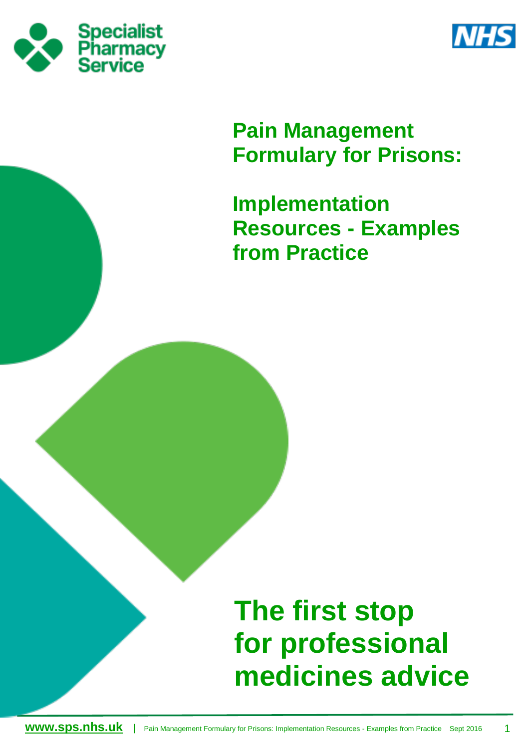Specialist Pharmacy Service

NHS

# Pain Management Formulary for Prisons:

# Implementation Resources - Examples from Practice

## The first stop for professional medicines advice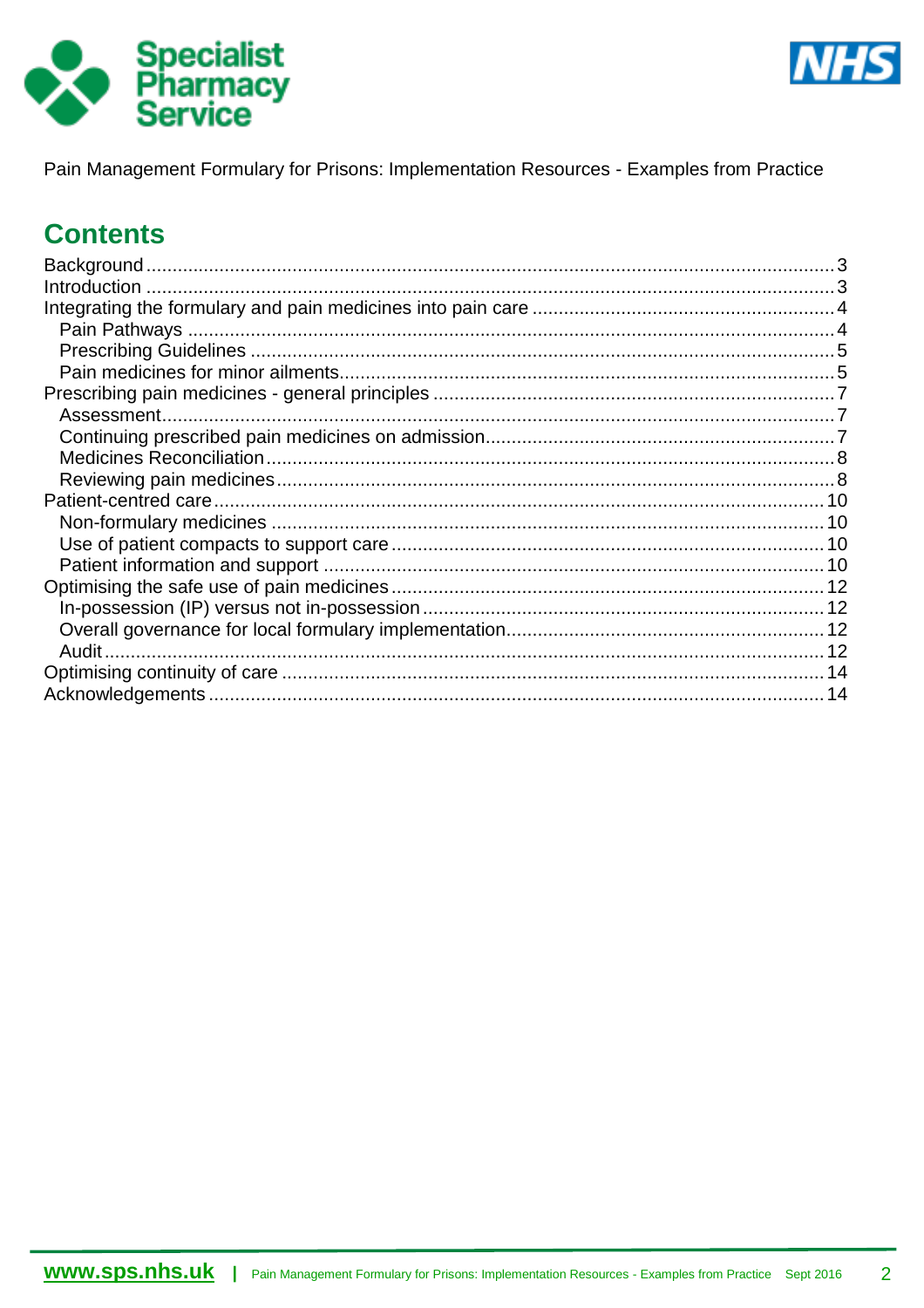Pain Management Formulary for Prisons: Implementation Resources - Examples from Practice

## Contents

- Background ... 3
- Introduction ... 3
- Integrating the formulary and pain medicines into pain care ... 4
  - Pain Pathways ... 4
  - Prescribing Guidelines ... 5
  - Pain medicines for minor ailments ... 5
- Prescribing pain medicines - general principles ... 7
  - Assessment ... 7
  - Continuing prescribed pain medicines on admission ... 7
  - Medicines Reconciliation ... 8
  - Reviewing pain medicines ... 8
- Patient-centred care ... 10
  - Non-formulary medicines ... 10
  - Use of patient compacts to support care ... 10
  - Patient information and support ... 10
- Optimising the safe use of pain medicines ... 12
  - In-possession (IP) versus not in-possession ... 12
  - Overall governance for local formulary implementation ... 12
  - Audit ... 12
- Optimising continuity of care ... 14
- Acknowledgements ... 14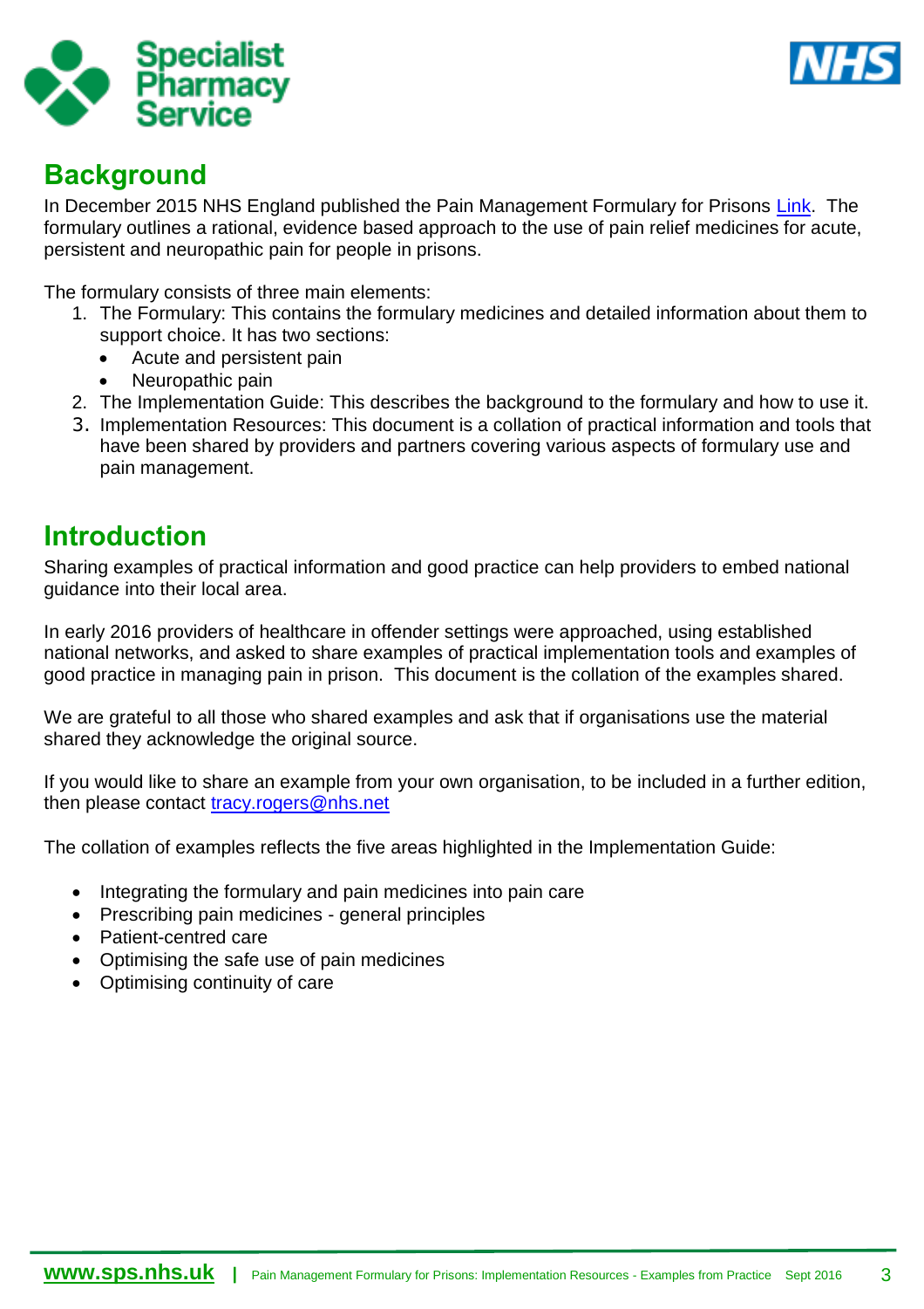## Background

In December 2015 NHS England published the Pain Management Formulary for Prisons [Link](). The formulary outlines a rational, evidence based approach to the use of pain relief medicines for acute, persistent and neuropathic pain for people in prisons.

The formulary consists of three main elements:

1. The Formulary: This contains the formulary medicines and detailed information about them to support choice. It has two sections:
   - Acute and persistent pain
   - Neuropathic pain
2. The Implementation Guide: This describes the background to the formulary and how to use it.
3. Implementation Resources: This document is a collation of practical information and tools that have been shared by providers and partners covering various aspects of formulary use and pain management.

## Introduction

Sharing examples of practical information and good practice can help providers to embed national guidance into their local area.

In early 2016 providers of healthcare in offender settings were approached, using established national networks, and asked to share examples of practical implementation tools and examples of good practice in managing pain in prison. This document is the collation of the examples shared.

We are grateful to all those who shared examples and ask that if organisations use the material shared they acknowledge the original source.

If you would like to share an example from your own organisation, to be included in a further edition, then please contact tracy.rogers@nhs.net

The collation of examples reflects the five areas highlighted in the Implementation Guide:

- Integrating the formulary and pain medicines into pain care
- Prescribing pain medicines - general principles
- Patient-centred care
- Optimising the safe use of pain medicines
- Optimising continuity of care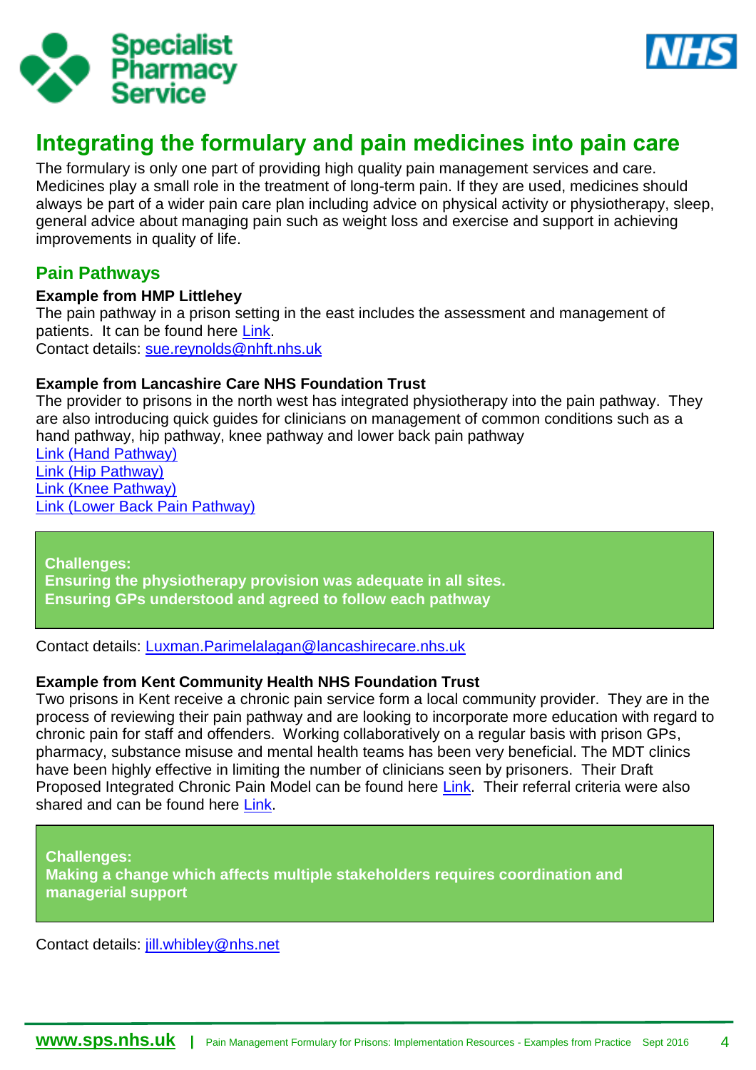# Integrating the formulary and pain medicines into pain care

The formulary is only one part of providing high quality pain management services and care. Medicines play a small role in the treatment of long-term pain. If they are used, medicines should always be part of a wider pain care plan including advice on physical activity or physiotherapy, sleep, general advice about managing pain such as weight loss and exercise and support in achieving improvements in quality of life.

## Pain Pathways

**Example from HMP Littlehey**

The pain pathway in a prison setting in the east includes the assessment and management of patients. It can be found here Link.

Contact details: sue.reynolds@nhft.nhs.uk

**Example from Lancashire Care NHS Foundation Trust**

The provider to prisons in the north west has integrated physiotherapy into the pain pathway. They are also introducing quick guides for clinicians on management of common conditions such as a hand pathway, hip pathway, knee pathway and lower back pain pathway

Link (Hand Pathway)
Link (Hip Pathway)
Link (Knee Pathway)
Link (Lower Back Pain Pathway)

> **Challenges:**
> **Ensuring the physiotherapy provision was adequate in all sites.**
> **Ensuring GPs understood and agreed to follow each pathway**

Contact details: Luxman.Parimelalagan@lancashirecare.nhs.uk

**Example from Kent Community Health NHS Foundation Trust**

Two prisons in Kent receive a chronic pain service form a local community provider. They are in the process of reviewing their pain pathway and are looking to incorporate more education with regard to chronic pain for staff and offenders. Working collaboratively on a regular basis with prison GPs, pharmacy, substance misuse and mental health teams has been very beneficial. The MDT clinics have been highly effective in limiting the number of clinicians seen by prisoners. Their Draft Proposed Integrated Chronic Pain Model can be found here Link. Their referral criteria were also shared and can be found here Link.

> **Challenges:**
> **Making a change which affects multiple stakeholders requires coordination and managerial support**

Contact details: jill.whibley@nhs.net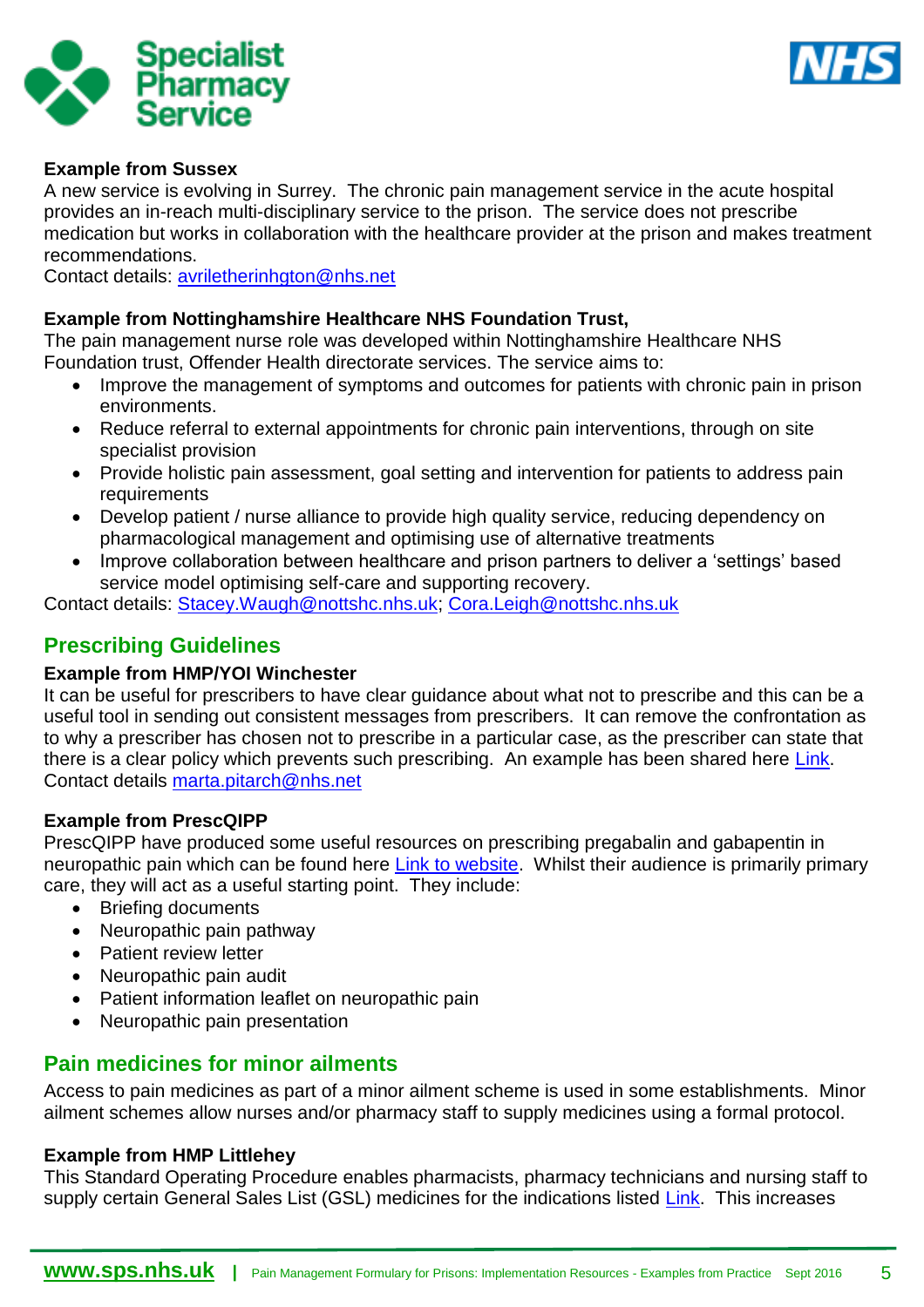**Example from Sussex**

A new service is evolving in Surrey. The chronic pain management service in the acute hospital provides an in-reach multi-disciplinary service to the prison. The service does not prescribe medication but works in collaboration with the healthcare provider at the prison and makes treatment recommendations.
Contact details: avriletherinhgton@nhs.net

**Example from Nottinghamshire Healthcare NHS Foundation Trust,**

The pain management nurse role was developed within Nottinghamshire Healthcare NHS Foundation trust, Offender Health directorate services. The service aims to:

- Improve the management of symptoms and outcomes for patients with chronic pain in prison environments.
- Reduce referral to external appointments for chronic pain interventions, through on site specialist provision
- Provide holistic pain assessment, goal setting and intervention for patients to address pain requirements
- Develop patient / nurse alliance to provide high quality service, reducing dependency on pharmacological management and optimising use of alternative treatments
- Improve collaboration between healthcare and prison partners to deliver a 'settings' based service model optimising self-care and supporting recovery.

Contact details: Stacey.Waugh@nottshc.nhs.uk; Cora.Leigh@nottshc.nhs.uk

## Prescribing Guidelines

**Example from HMP/YOI Winchester**

It can be useful for prescribers to have clear guidance about what not to prescribe and this can be a useful tool in sending out consistent messages from prescribers. It can remove the confrontation as to why a prescriber has chosen not to prescribe in a particular case, as the prescriber can state that there is a clear policy which prevents such prescribing. An example has been shared here Link.
Contact details marta.pitarch@nhs.net

**Example from PrescQIPP**

PrescQIPP have produced some useful resources on prescribing pregabalin and gabapentin in neuropathic pain which can be found here Link to website. Whilst their audience is primarily primary care, they will act as a useful starting point. They include:

- Briefing documents
- Neuropathic pain pathway
- Patient review letter
- Neuropathic pain audit
- Patient information leaflet on neuropathic pain
- Neuropathic pain presentation

## Pain medicines for minor ailments

Access to pain medicines as part of a minor ailment scheme is used in some establishments. Minor ailment schemes allow nurses and/or pharmacy staff to supply medicines using a formal protocol.

**Example from HMP Littlehey**

This Standard Operating Procedure enables pharmacists, pharmacy technicians and nursing staff to supply certain General Sales List (GSL) medicines for the indications listed Link. This increases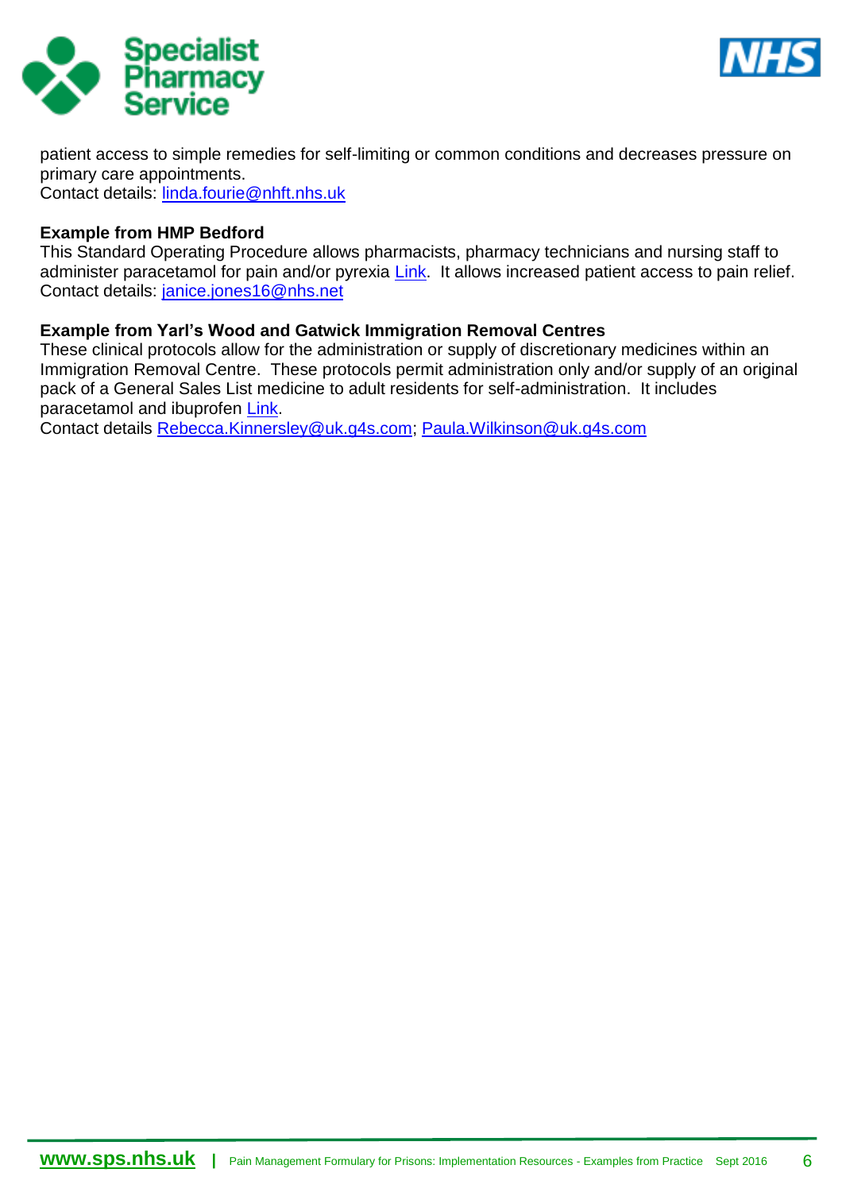patient access to simple remedies for self-limiting or common conditions and decreases pressure on primary care appointments.
Contact details: linda.fourie@nhft.nhs.uk

**Example from HMP Bedford**
This Standard Operating Procedure allows pharmacists, pharmacy technicians and nursing staff to administer paracetamol for pain and/or pyrexia Link. It allows increased patient access to pain relief.
Contact details: janice.jones16@nhs.net

**Example from Yarl's Wood and Gatwick Immigration Removal Centres**
These clinical protocols allow for the administration or supply of discretionary medicines within an Immigration Removal Centre. These protocols permit administration only and/or supply of an original pack of a General Sales List medicine to adult residents for self-administration. It includes paracetamol and ibuprofen Link.
Contact details Rebecca.Kinnersley@uk.g4s.com; Paula.Wilkinson@uk.g4s.com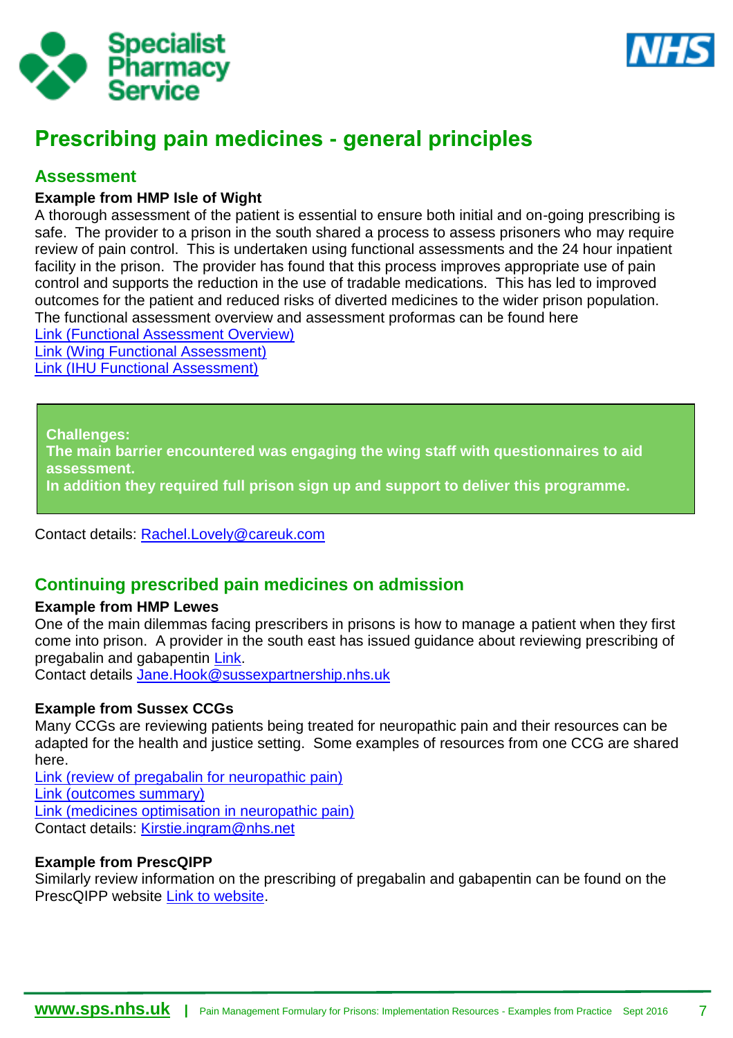# Prescribing pain medicines - general principles

## Assessment

**Example from HMP Isle of Wight**

A thorough assessment of the patient is essential to ensure both initial and on-going prescribing is safe. The provider to a prison in the south shared a process to assess prisoners who may require review of pain control. This is undertaken using functional assessments and the 24 hour inpatient facility in the prison. The provider has found that this process improves appropriate use of pain control and supports the reduction in the use of tradable medications. This has led to improved outcomes for the patient and reduced risks of diverted medicines to the wider prison population. The functional assessment overview and assessment proformas can be found here

Link (Functional Assessment Overview)
Link (Wing Functional Assessment)
Link (IHU Functional Assessment)

> **Challenges:**
> **The main barrier encountered was engaging the wing staff with questionnaires to aid assessment.**
> **In addition they required full prison sign up and support to deliver this programme.**

Contact details: Rachel.Lovely@careuk.com

## Continuing prescribed pain medicines on admission

**Example from HMP Lewes**

One of the main dilemmas facing prescribers in prisons is how to manage a patient when they first come into prison. A provider in the south east has issued guidance about reviewing prescribing of pregabalin and gabapentin Link.
Contact details Jane.Hook@sussexpartnership.nhs.uk

**Example from Sussex CCGs**

Many CCGs are reviewing patients being treated for neuropathic pain and their resources can be adapted for the health and justice setting. Some examples of resources from one CCG are shared here.

Link (review of pregabalin for neuropathic pain)
Link (outcomes summary)
Link (medicines optimisation in neuropathic pain)
Contact details: Kirstie.ingram@nhs.net

**Example from PrescQIPP**

Similarly review information on the prescribing of pregabalin and gabapentin can be found on the PrescQIPP website Link to website.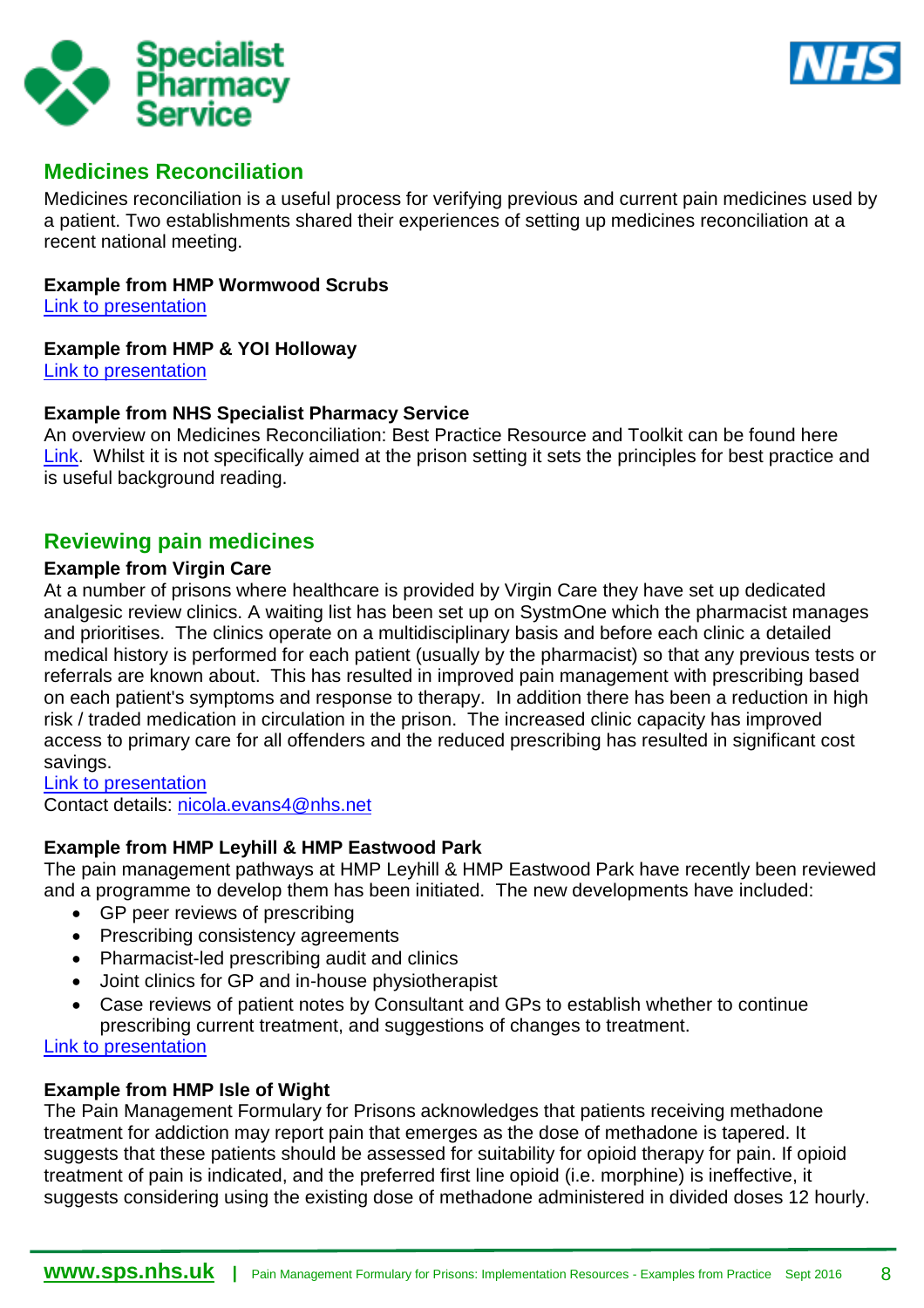## Medicines Reconciliation

Medicines reconciliation is a useful process for verifying previous and current pain medicines used by a patient. Two establishments shared their experiences of setting up medicines reconciliation at a recent national meeting.

**Example from HMP Wormwood Scrubs**
Link to presentation

**Example from HMP & YOI Holloway**
Link to presentation

**Example from NHS Specialist Pharmacy Service**
An overview on Medicines Reconciliation: Best Practice Resource and Toolkit can be found here Link. Whilst it is not specifically aimed at the prison setting it sets the principles for best practice and is useful background reading.

## Reviewing pain medicines

**Example from Virgin Care**
At a number of prisons where healthcare is provided by Virgin Care they have set up dedicated analgesic review clinics. A waiting list has been set up on SystmOne which the pharmacist manages and prioritises. The clinics operate on a multidisciplinary basis and before each clinic a detailed medical history is performed for each patient (usually by the pharmacist) so that any previous tests or referrals are known about. This has resulted in improved pain management with prescribing based on each patient's symptoms and response to therapy. In addition there has been a reduction in high risk / traded medication in circulation in the prison. The increased clinic capacity has improved access to primary care for all offenders and the reduced prescribing has resulted in significant cost savings.
Link to presentation
Contact details: nicola.evans4@nhs.net

**Example from HMP Leyhill & HMP Eastwood Park**
The pain management pathways at HMP Leyhill & HMP Eastwood Park have recently been reviewed and a programme to develop them has been initiated. The new developments have included:

- GP peer reviews of prescribing
- Prescribing consistency agreements
- Pharmacist-led prescribing audit and clinics
- Joint clinics for GP and in-house physiotherapist
- Case reviews of patient notes by Consultant and GPs to establish whether to continue prescribing current treatment, and suggestions of changes to treatment.

Link to presentation

**Example from HMP Isle of Wight**
The Pain Management Formulary for Prisons acknowledges that patients receiving methadone treatment for addiction may report pain that emerges as the dose of methadone is tapered. It suggests that these patients should be assessed for suitability for opioid therapy for pain. If opioid treatment of pain is indicated, and the preferred first line opioid (i.e. morphine) is ineffective, it suggests considering using the existing dose of methadone administered in divided doses 12 hourly.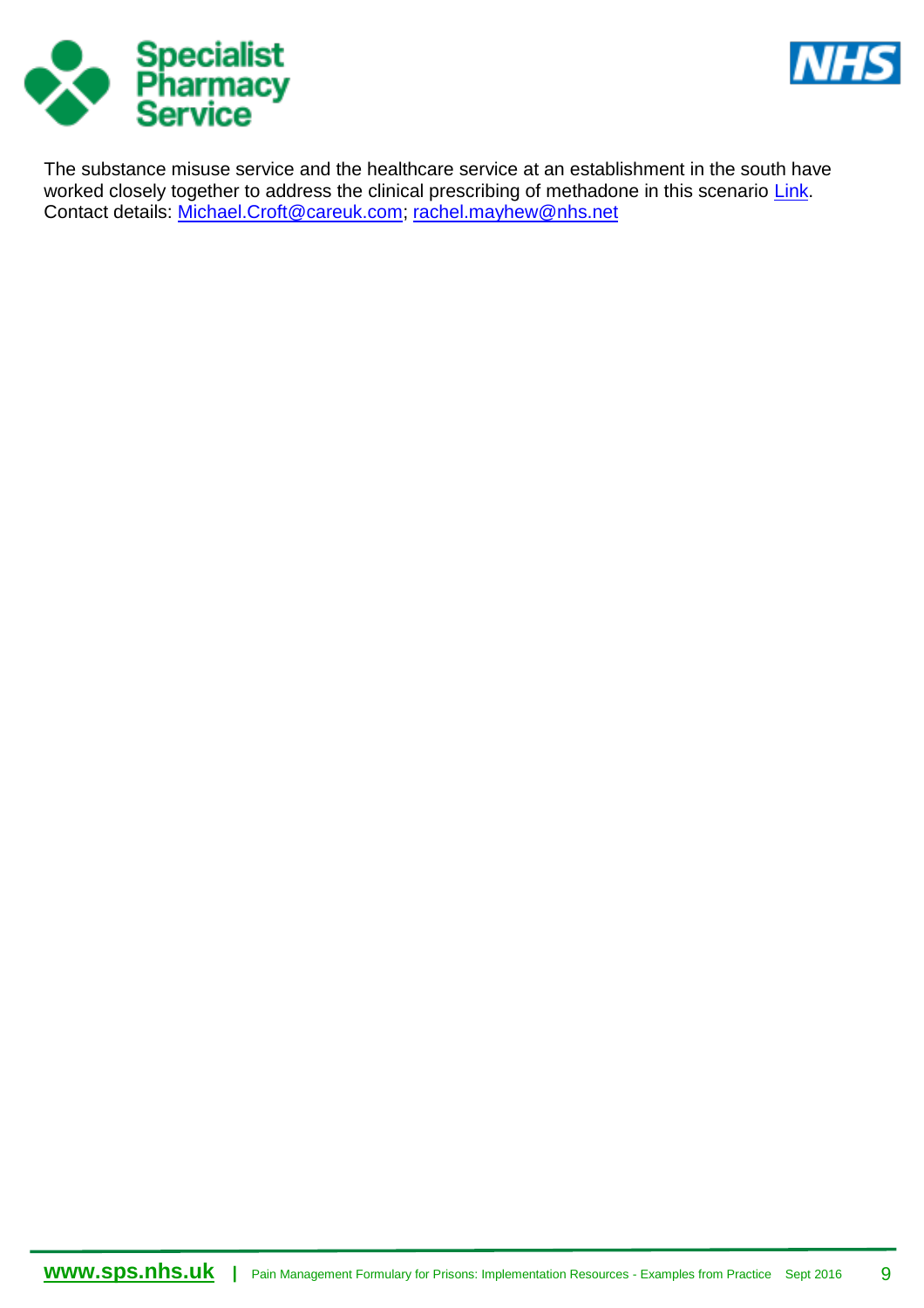The substance misuse service and the healthcare service at an establishment in the south have worked closely together to address the clinical prescribing of methadone in this scenario Link.
Contact details: Michael.Croft@careuk.com; rachel.mayhew@nhs.net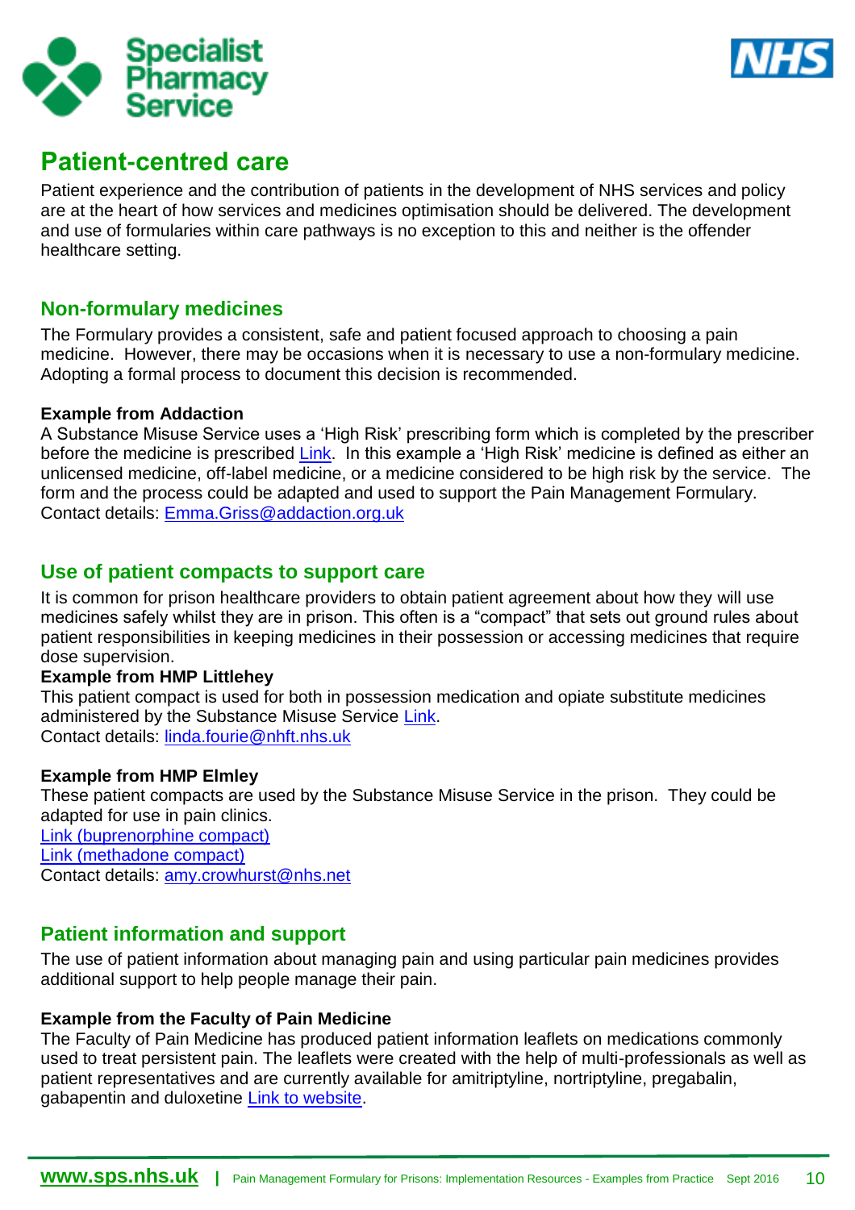# Patient-centred care

Patient experience and the contribution of patients in the development of NHS services and policy are at the heart of how services and medicines optimisation should be delivered. The development and use of formularies within care pathways is no exception to this and neither is the offender healthcare setting.

## Non-formulary medicines

The Formulary provides a consistent, safe and patient focused approach to choosing a pain medicine. However, there may be occasions when it is necessary to use a non-formulary medicine. Adopting a formal process to document this decision is recommended.

**Example from Addaction**

A Substance Misuse Service uses a 'High Risk' prescribing form which is completed by the prescriber before the medicine is prescribed Link. In this example a 'High Risk' medicine is defined as either an unlicensed medicine, off-label medicine, or a medicine considered to be high risk by the service. The form and the process could be adapted and used to support the Pain Management Formulary.
Contact details: Emma.Griss@addaction.org.uk

## Use of patient compacts to support care

It is common for prison healthcare providers to obtain patient agreement about how they will use medicines safely whilst they are in prison. This often is a "compact" that sets out ground rules about patient responsibilities in keeping medicines in their possession or accessing medicines that require dose supervision.

**Example from HMP Littlehey**

This patient compact is used for both in possession medication and opiate substitute medicines administered by the Substance Misuse Service Link.
Contact details: linda.fourie@nhft.nhs.uk

**Example from HMP Elmley**

These patient compacts are used by the Substance Misuse Service in the prison. They could be adapted for use in pain clinics.
Link (buprenorphine compact)
Link (methadone compact)
Contact details: amy.crowhurst@nhs.net

## Patient information and support

The use of patient information about managing pain and using particular pain medicines provides additional support to help people manage their pain.

**Example from the Faculty of Pain Medicine**

The Faculty of Pain Medicine has produced patient information leaflets on medications commonly used to treat persistent pain. The leaflets were created with the help of multi-professionals as well as patient representatives and are currently available for amitriptyline, nortriptyline, pregabalin, gabapentin and duloxetine Link to website.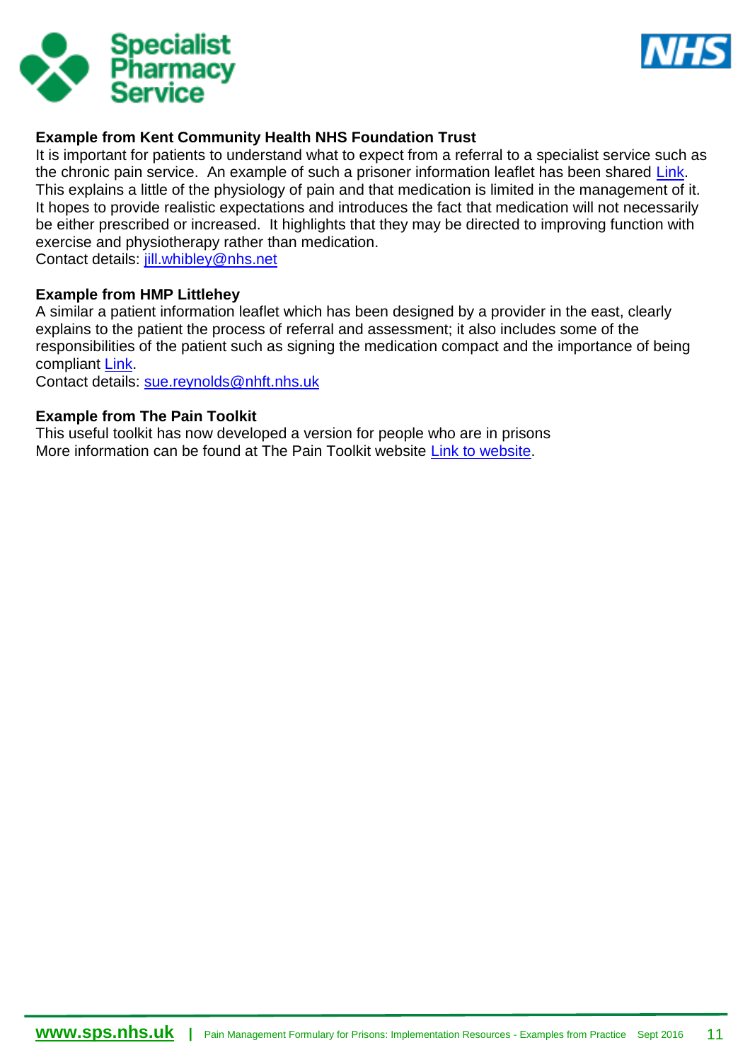**Example from Kent Community Health NHS Foundation Trust**

It is important for patients to understand what to expect from a referral to a specialist service such as the chronic pain service. An example of such a prisoner information leaflet has been shared Link. This explains a little of the physiology of pain and that medication is limited in the management of it. It hopes to provide realistic expectations and introduces the fact that medication will not necessarily be either prescribed or increased. It highlights that they may be directed to improving function with exercise and physiotherapy rather than medication.

Contact details: jill.whibley@nhs.net

**Example from HMP Littlehey**

A similar a patient information leaflet which has been designed by a provider in the east, clearly explains to the patient the process of referral and assessment; it also includes some of the responsibilities of the patient such as signing the medication compact and the importance of being compliant Link.

Contact details: sue.reynolds@nhft.nhs.uk

**Example from The Pain Toolkit**

This useful toolkit has now developed a version for people who are in prisons

More information can be found at The Pain Toolkit website Link to website.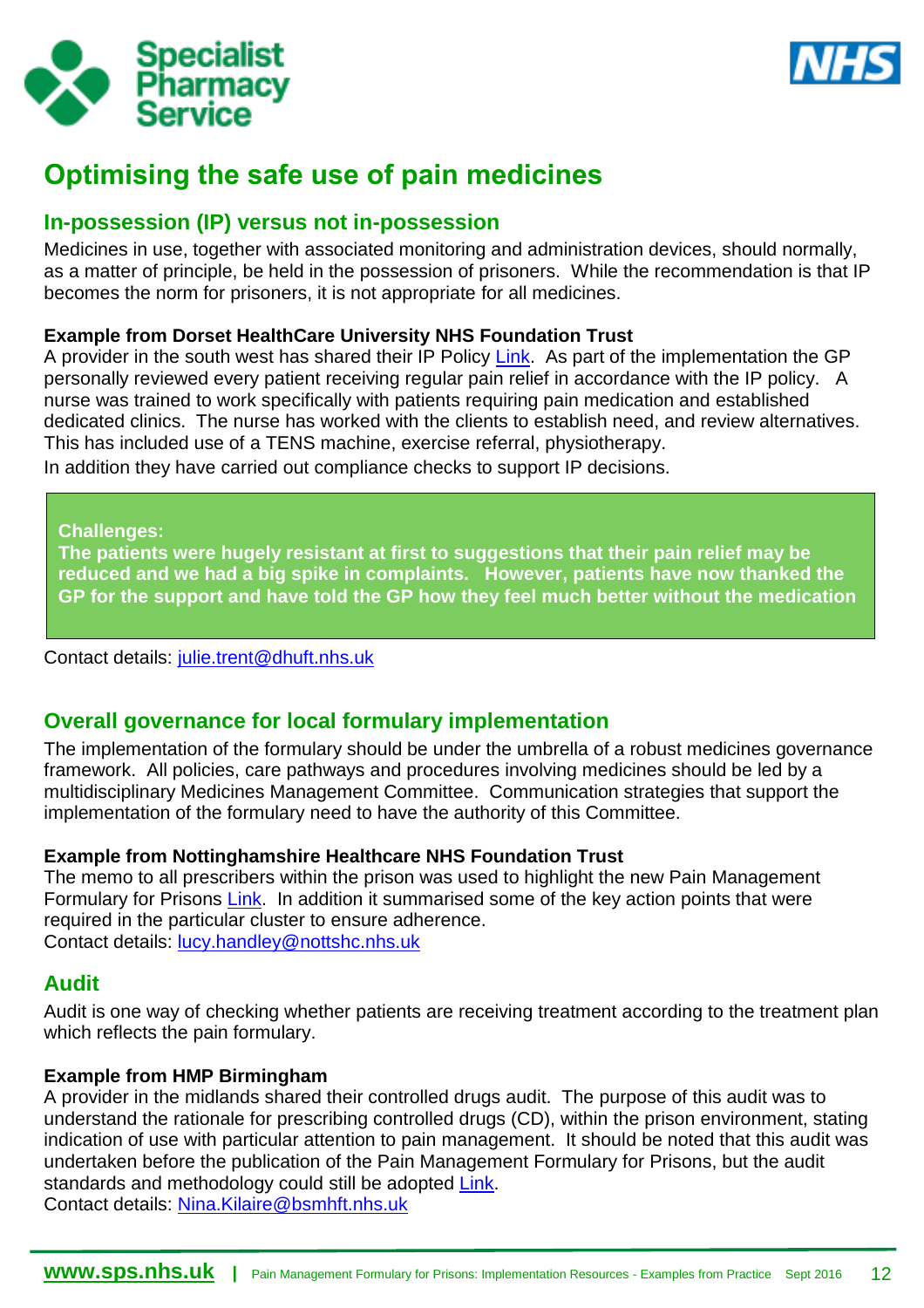# Optimising the safe use of pain medicines

## In-possession (IP) versus not in-possession

Medicines in use, together with associated monitoring and administration devices, should normally, as a matter of principle, be held in the possession of prisoners. While the recommendation is that IP becomes the norm for prisoners, it is not appropriate for all medicines.

**Example from Dorset HealthCare University NHS Foundation Trust**

A provider in the south west has shared their IP Policy Link. As part of the implementation the GP personally reviewed every patient receiving regular pain relief in accordance with the IP policy. A nurse was trained to work specifically with patients requiring pain medication and established dedicated clinics. The nurse has worked with the clients to establish need, and review alternatives. This has included use of a TENS machine, exercise referral, physiotherapy.

In addition they have carried out compliance checks to support IP decisions.

> **Challenges:**
> **The patients were hugely resistant at first to suggestions that their pain relief may be reduced and we had a big spike in complaints. However, patients have now thanked the GP for the support and have told the GP how they feel much better without the medication**

Contact details: julie.trent@dhuft.nhs.uk

## Overall governance for local formulary implementation

The implementation of the formulary should be under the umbrella of a robust medicines governance framework. All policies, care pathways and procedures involving medicines should be led by a multidisciplinary Medicines Management Committee. Communication strategies that support the implementation of the formulary need to have the authority of this Committee.

**Example from Nottinghamshire Healthcare NHS Foundation Trust**

The memo to all prescribers within the prison was used to highlight the new Pain Management Formulary for Prisons Link. In addition it summarised some of the key action points that were required in the particular cluster to ensure adherence.
Contact details: lucy.handley@nottshc.nhs.uk

## Audit

Audit is one way of checking whether patients are receiving treatment according to the treatment plan which reflects the pain formulary.

**Example from HMP Birmingham**

A provider in the midlands shared their controlled drugs audit. The purpose of this audit was to understand the rationale for prescribing controlled drugs (CD), within the prison environment, stating indication of use with particular attention to pain management. It should be noted that this audit was undertaken before the publication of the Pain Management Formulary for Prisons, but the audit standards and methodology could still be adopted Link.
Contact details: Nina.Kilaire@bsmhft.nhs.uk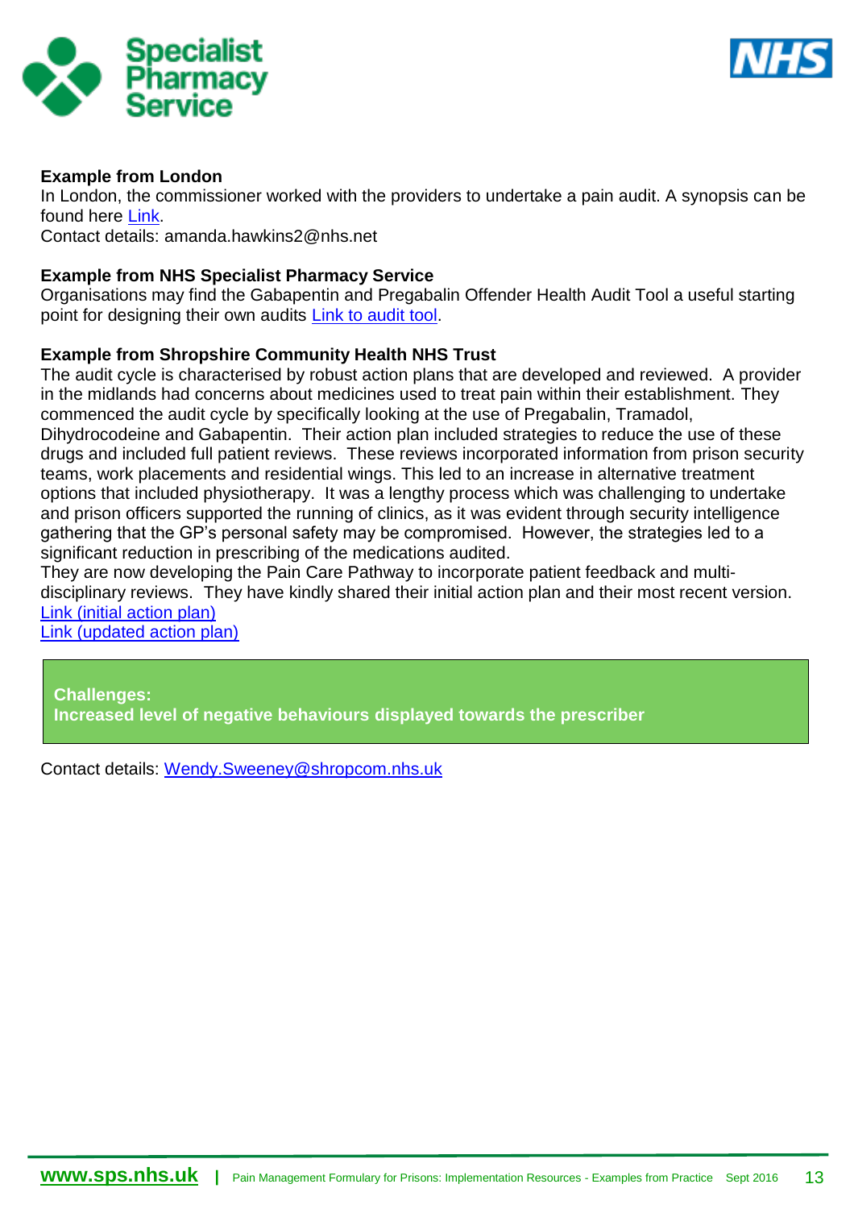**Example from London**

In London, the commissioner worked with the providers to undertake a pain audit. A synopsis can be found here Link.

Contact details: amanda.hawkins2@nhs.net

**Example from NHS Specialist Pharmacy Service**

Organisations may find the Gabapentin and Pregabalin Offender Health Audit Tool a useful starting point for designing their own audits Link to audit tool.

**Example from Shropshire Community Health NHS Trust**

The audit cycle is characterised by robust action plans that are developed and reviewed. A provider in the midlands had concerns about medicines used to treat pain within their establishment. They commenced the audit cycle by specifically looking at the use of Pregabalin, Tramadol, Dihydrocodeine and Gabapentin. Their action plan included strategies to reduce the use of these drugs and included full patient reviews. These reviews incorporated information from prison security teams, work placements and residential wings. This led to an increase in alternative treatment options that included physiotherapy. It was a lengthy process which was challenging to undertake and prison officers supported the running of clinics, as it was evident through security intelligence gathering that the GP's personal safety may be compromised. However, the strategies led to a significant reduction in prescribing of the medications audited.

They are now developing the Pain Care Pathway to incorporate patient feedback and multi-disciplinary reviews. They have kindly shared their initial action plan and their most recent version.

Link (initial action plan)

Link (updated action plan)

**Challenges:**
**Increased level of negative behaviours displayed towards the prescriber**

Contact details: Wendy.Sweeney@shropcom.nhs.uk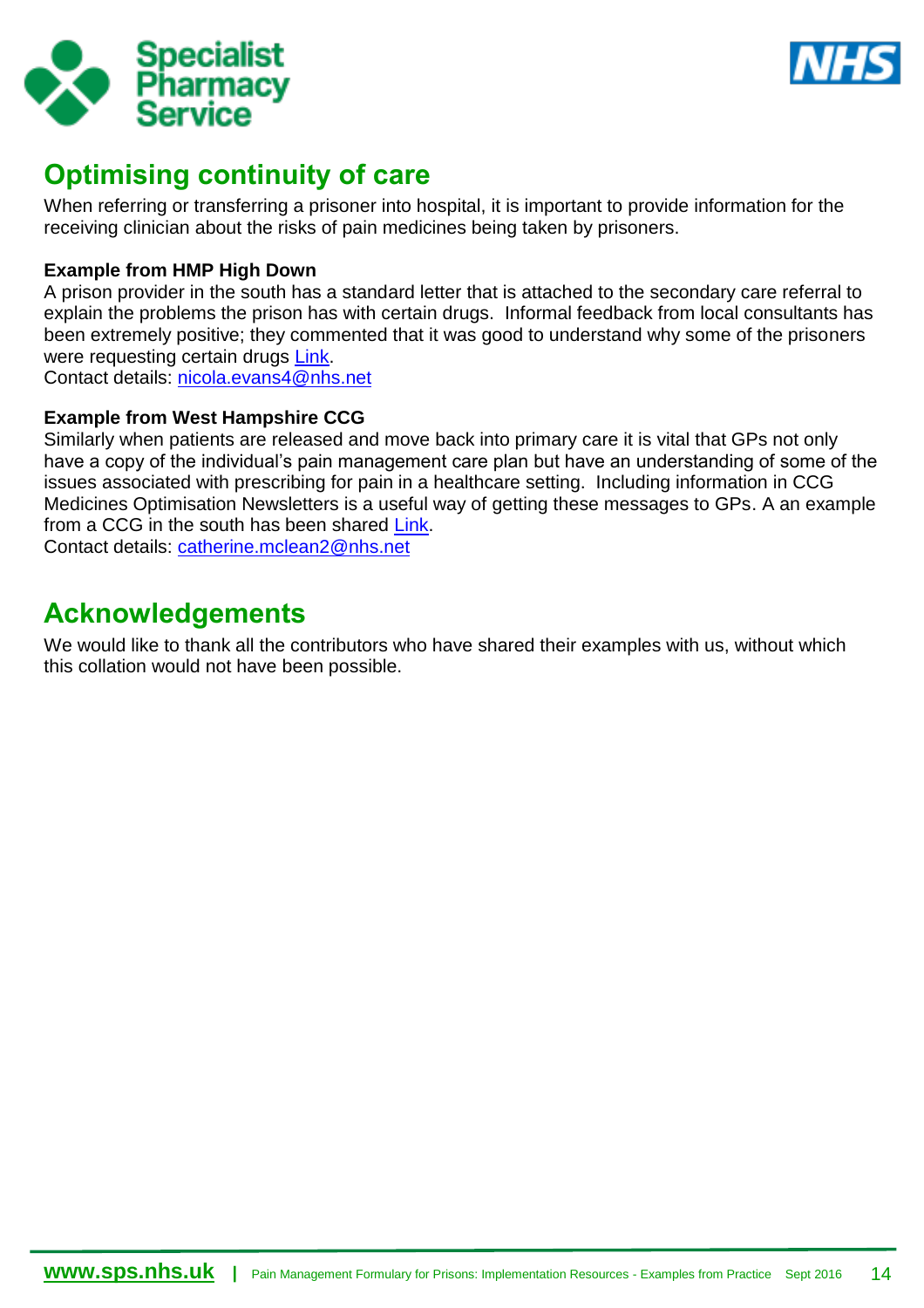## Optimising continuity of care

When referring or transferring a prisoner into hospital, it is important to provide information for the receiving clinician about the risks of pain medicines being taken by prisoners.

**Example from HMP High Down**

A prison provider in the south has a standard letter that is attached to the secondary care referral to explain the problems the prison has with certain drugs. Informal feedback from local consultants has been extremely positive; they commented that it was good to understand why some of the prisoners were requesting certain drugs Link.

Contact details: nicola.evans4@nhs.net

**Example from West Hampshire CCG**

Similarly when patients are released and move back into primary care it is vital that GPs not only have a copy of the individual's pain management care plan but have an understanding of some of the issues associated with prescribing for pain in a healthcare setting. Including information in CCG Medicines Optimisation Newsletters is a useful way of getting these messages to GPs. A an example from a CCG in the south has been shared Link.

Contact details: catherine.mclean2@nhs.net

## Acknowledgements

We would like to thank all the contributors who have shared their examples with us, without which this collation would not have been possible.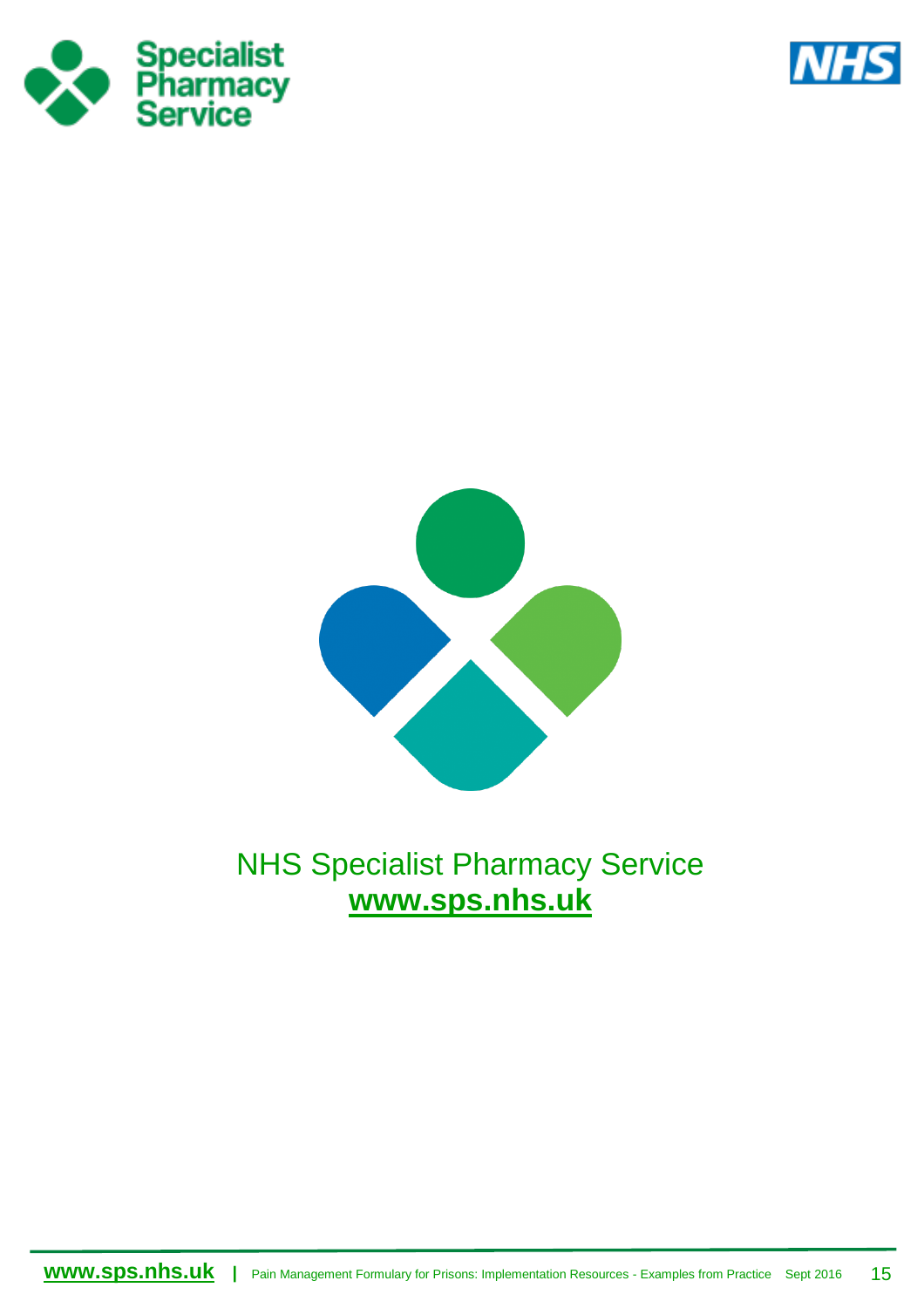NHS Specialist Pharmacy Service

**www.sps.nhs.uk**